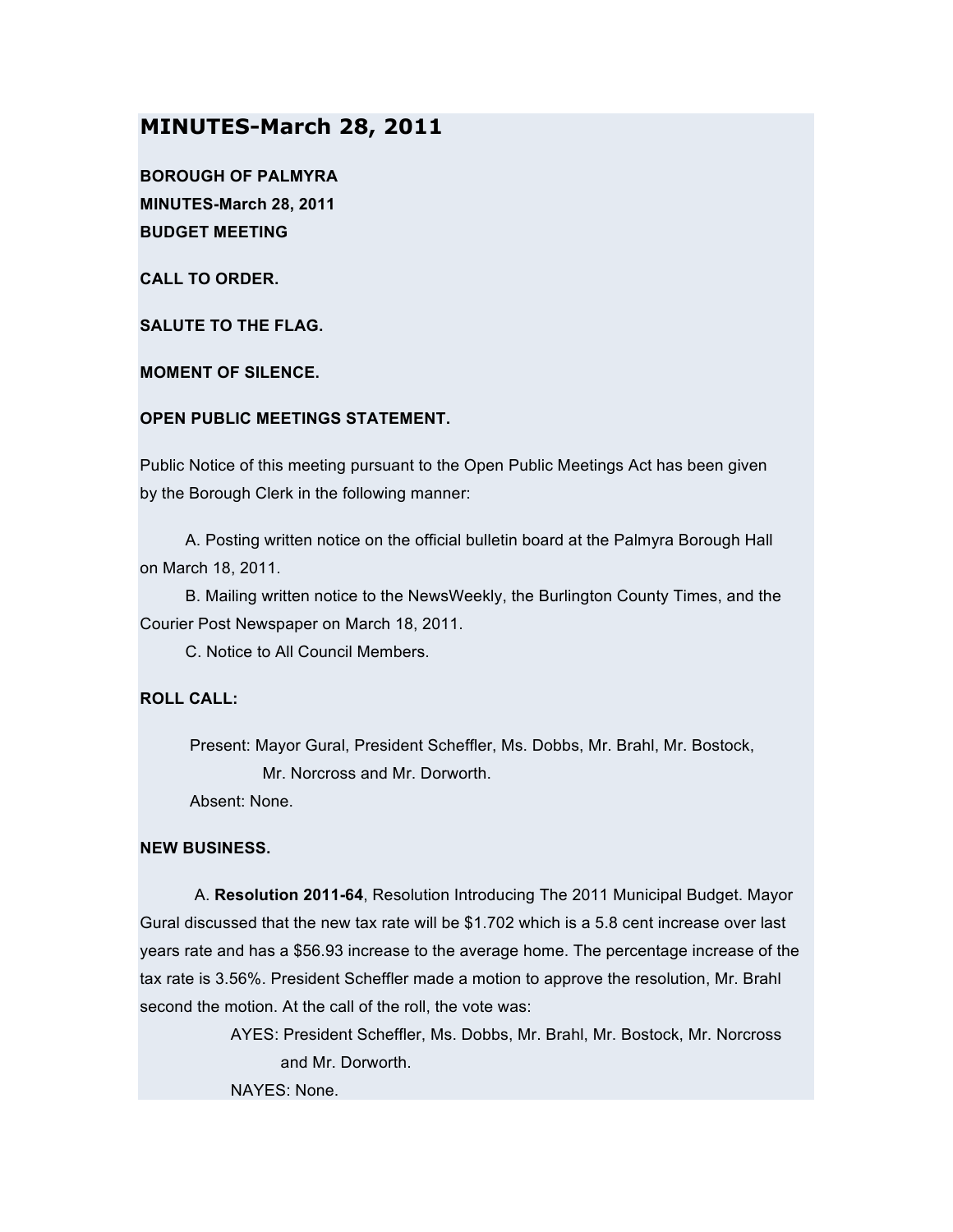# MINUTES-March 28, 2011

**BOROUGH OF PALMYRA**
**MINUTES-March 28, 2011**
**BUDGET MEETING**

**CALL TO ORDER.**

**SALUTE TO THE FLAG.**

**MOMENT OF SILENCE.**

**OPEN PUBLIC MEETINGS STATEMENT.**

Public Notice of this meeting pursuant to the Open Public Meetings Act has been given by the Borough Clerk in the following manner:

A. Posting written notice on the official bulletin board at the Palmyra Borough Hall on March 18, 2011.
B. Mailing written notice to the NewsWeekly, the Burlington County Times, and the Courier Post Newspaper on March 18, 2011.
C. Notice to All Council Members.

**ROLL CALL:**

Present: Mayor Gural, President Scheffler, Ms. Dobbs, Mr. Brahl, Mr. Bostock, Mr. Norcross and Mr. Dorworth.
Absent: None.

**NEW BUSINESS.**

A. **Resolution 2011-64**, Resolution Introducing The 2011 Municipal Budget. Mayor Gural discussed that the new tax rate will be $1.702 which is a 5.8 cent increase over last years rate and has a $56.93 increase to the average home. The percentage increase of the tax rate is 3.56%. President Scheffler made a motion to approve the resolution, Mr. Brahl second the motion. At the call of the roll, the vote was:

AYES: President Scheffler, Ms. Dobbs, Mr. Brahl, Mr. Bostock, Mr. Norcross and Mr. Dorworth.
NAYES: None.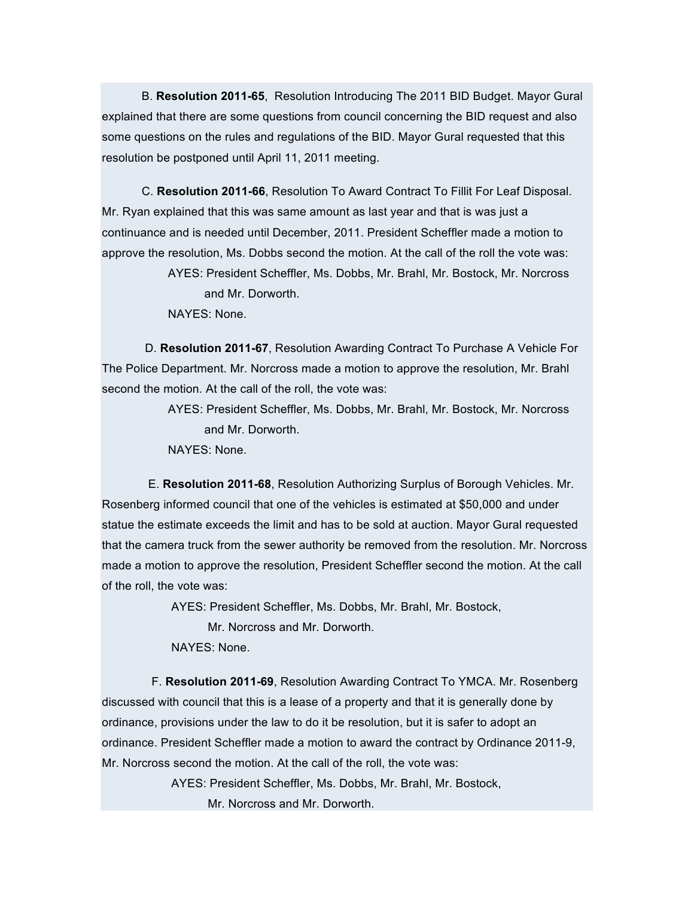B. **Resolution 2011-65**, Resolution Introducing The 2011 BID Budget. Mayor Gural explained that there are some questions from council concerning the BID request and also some questions on the rules and regulations of the BID. Mayor Gural requested that this resolution be postponed until April 11, 2011 meeting.

C. **Resolution 2011-66**, Resolution To Award Contract To Fillit For Leaf Disposal. Mr. Ryan explained that this was same amount as last year and that is was just a continuance and is needed until December, 2011. President Scheffler made a motion to approve the resolution, Ms. Dobbs second the motion. At the call of the roll the vote was:

AYES: President Scheffler, Ms. Dobbs, Mr. Brahl, Mr. Bostock, Mr. Norcross and Mr. Dorworth.

NAYES: None.

D. **Resolution 2011-67**, Resolution Awarding Contract To Purchase A Vehicle For The Police Department. Mr. Norcross made a motion to approve the resolution, Mr. Brahl second the motion. At the call of the roll, the vote was:

AYES: President Scheffler, Ms. Dobbs, Mr. Brahl, Mr. Bostock, Mr. Norcross and Mr. Dorworth.

NAYES: None.

E. **Resolution 2011-68**, Resolution Authorizing Surplus of Borough Vehicles. Mr. Rosenberg informed council that one of the vehicles is estimated at $50,000 and under statue the estimate exceeds the limit and has to be sold at auction. Mayor Gural requested that the camera truck from the sewer authority be removed from the resolution. Mr. Norcross made a motion to approve the resolution, President Scheffler second the motion. At the call of the roll, the vote was:

AYES: President Scheffler, Ms. Dobbs, Mr. Brahl, Mr. Bostock, Mr. Norcross and Mr. Dorworth.

NAYES: None.

F. **Resolution 2011-69**, Resolution Awarding Contract To YMCA. Mr. Rosenberg discussed with council that this is a lease of a property and that it is generally done by ordinance, provisions under the law to do it be resolution, but it is safer to adopt an ordinance. President Scheffler made a motion to award the contract by Ordinance 2011-9, Mr. Norcross second the motion. At the call of the roll, the vote was:

AYES: President Scheffler, Ms. Dobbs, Mr. Brahl, Mr. Bostock, Mr. Norcross and Mr. Dorworth.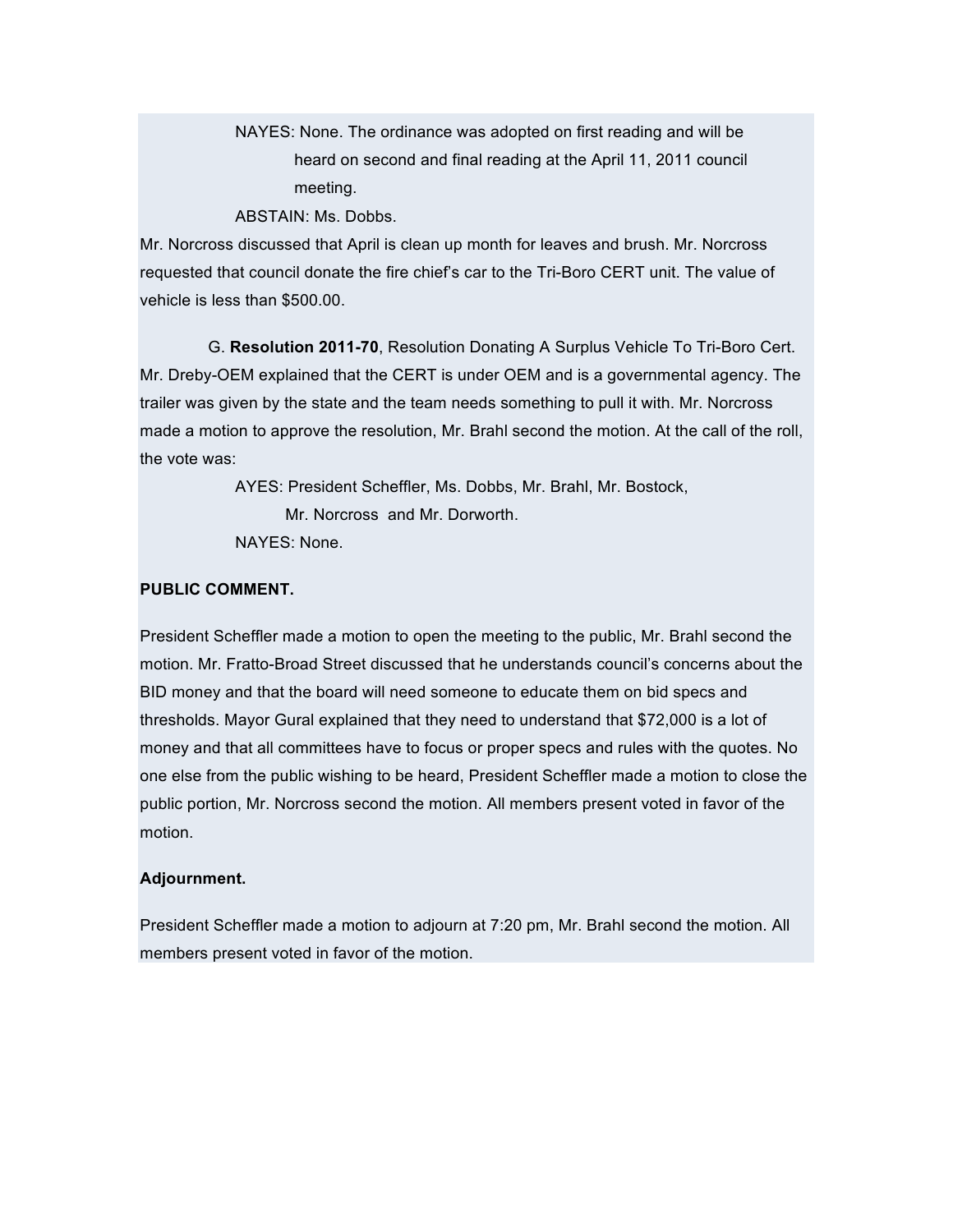NAYES: None. The ordinance was adopted on first reading and will be heard on second and final reading at the April 11, 2011 council meeting.

ABSTAIN: Ms. Dobbs.

Mr. Norcross discussed that April is clean up month for leaves and brush. Mr. Norcross requested that council donate the fire chief's car to the Tri-Boro CERT unit. The value of vehicle is less than $500.00.

G. **Resolution 2011-70**, Resolution Donating A Surplus Vehicle To Tri-Boro Cert. Mr. Dreby-OEM explained that the CERT is under OEM and is a governmental agency. The trailer was given by the state and the team needs something to pull it with. Mr. Norcross made a motion to approve the resolution, Mr. Brahl second the motion. At the call of the roll, the vote was:

AYES: President Scheffler, Ms. Dobbs, Mr. Brahl, Mr. Bostock, Mr. Norcross and Mr. Dorworth.

NAYES: None.

**PUBLIC COMMENT.**

President Scheffler made a motion to open the meeting to the public, Mr. Brahl second the motion. Mr. Fratto-Broad Street discussed that he understands council's concerns about the BID money and that the board will need someone to educate them on bid specs and thresholds. Mayor Gural explained that they need to understand that $72,000 is a lot of money and that all committees have to focus or proper specs and rules with the quotes. No one else from the public wishing to be heard, President Scheffler made a motion to close the public portion, Mr. Norcross second the motion. All members present voted in favor of the motion.

**Adjournment.**

President Scheffler made a motion to adjourn at 7:20 pm, Mr. Brahl second the motion. All members present voted in favor of the motion.